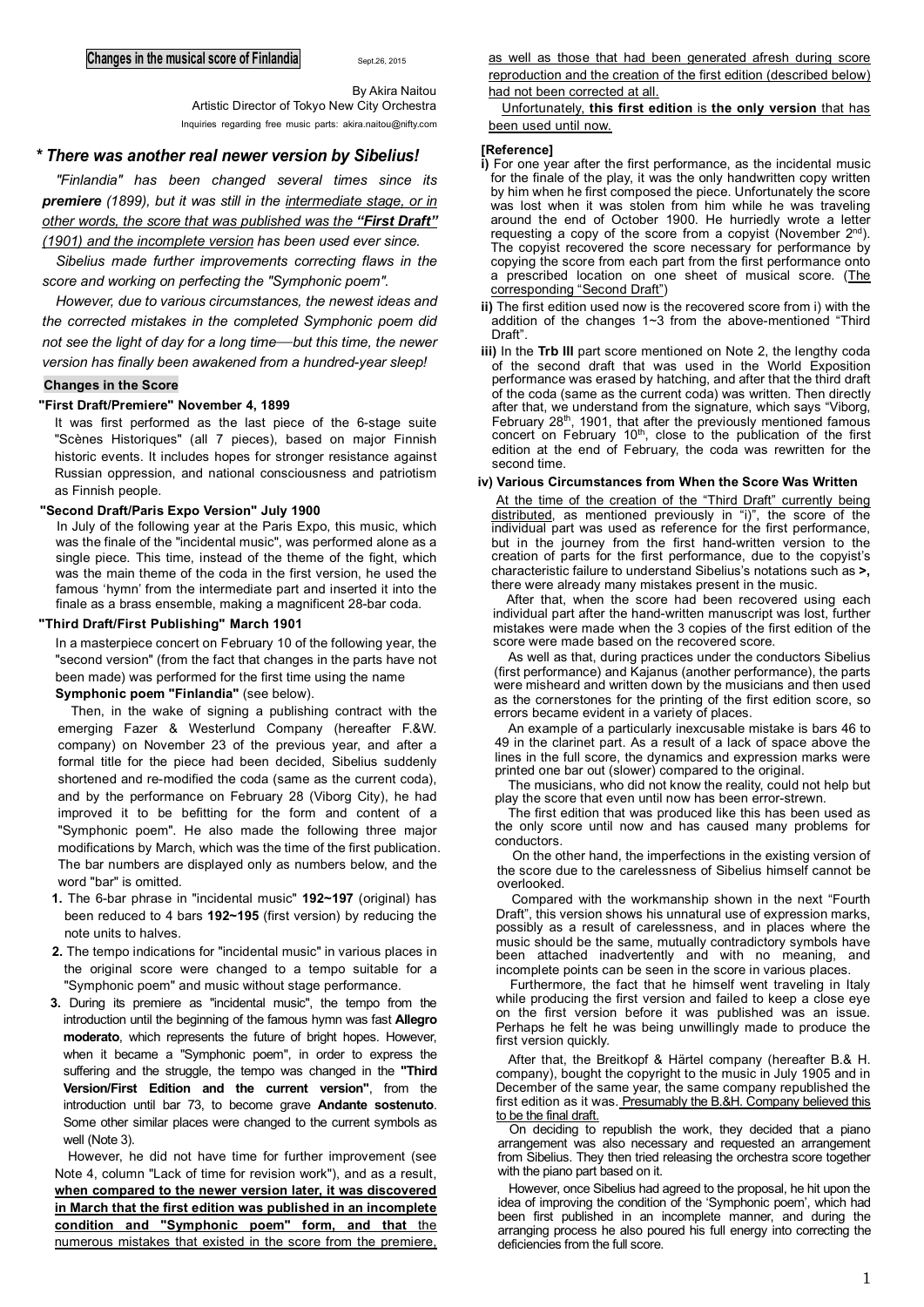# Changes in the musical score of Finlandia

Sept.26, 2015

By Akira Naitou
Artistic Director of Tokyo New City Orchestra
Inquiries regarding free music parts: akira.naitou@nifty.com

## * There was another real newer version by Sibelius!

*"Finlandia" has been changed several times since its **premiere** (1899), but it was still in the intermediate stage, or in other words, the score that was published was the **"First Draft"** (1901) and the incomplete version has been used ever since.*

*Sibelius made further improvements correcting flaws in the score and working on perfecting the "Symphonic poem".*

*However, due to various circumstances, the newest ideas and the corrected mistakes in the completed Symphonic poem did not see the light of day for a long time—but this time, the newer version has finally been awakened from a hundred-year sleep!*

### Changes in the Score

**"First Draft/Premiere" November 4, 1899**

It was first performed as the last piece of the 6-stage suite "Scènes Historiques" (all 7 pieces), based on major Finnish historic events. It includes hopes for stronger resistance against Russian oppression, and national consciousness and patriotism as Finnish people.

**"Second Draft/Paris Expo Version" July 1900**

In July of the following year at the Paris Expo, this music, which was the finale of the "incidental music", was performed alone as a single piece. This time, instead of the theme of the fight, which was the main theme of the coda in the first version, he used the famous 'hymn' from the intermediate part and inserted it into the finale as a brass ensemble, making a magnificent 28-bar coda.

**"Third Draft/First Publishing" March 1901**

In a masterpiece concert on February 10 of the following year, the "second version" (from the fact that changes in the parts have not been made) was performed for the first time using the name **Symphonic poem "Finlandia"** (see below).

Then, in the wake of signing a publishing contract with the emerging Fazer & Westerlund Company (hereafter F.&W. company) on November 23 of the previous year, and after a formal title for the piece had been decided, Sibelius suddenly shortened and re-modified the coda (same as the current coda), and by the performance on February 28 (Viborg City), he had improved it to be befitting for the form and content of a "Symphonic poem". He also made the following three major modifications by March, which was the time of the first publication. The bar numbers are displayed only as numbers below, and the word "bar" is omitted.

1. The 6-bar phrase in "incidental music" **192~197** (original) has been reduced to 4 bars **192~195** (first version) by reducing the note units to halves.
2. The tempo indications for "incidental music" in various places in the original score were changed to a tempo suitable for a "Symphonic poem" and music without stage performance.
3. During its premiere as "incidental music", the tempo from the introduction until the beginning of the famous hymn was fast **Allegro moderato**, which represents the future of bright hopes. However, when it became a "Symphonic poem", in order to express the suffering and the struggle, the tempo was changed in the **"Third Version/First Edition and the current version"**, from the introduction until bar 73, to become grave **Andante sostenuto**. Some other similar places were changed to the current symbols as well (Note 3).

However, he did not have time for further improvement (see Note 4, column "Lack of time for revision work"), and as a result, **when compared to the newer version later, it was discovered in March that the first edition was published in an incomplete condition and "Symphonic poem" form, and that** the numerous mistakes that existed in the score from the premiere, as well as those that had been generated afresh during score reproduction and the creation of the first edition (described below) had not been corrected at all.

Unfortunately, **this first edition** is **the only version** that has been used until now.

**[Reference]**

**i)** For one year after the first performance, as the incidental music for the finale of the play, it was the only handwritten copy written by him when he first composed the piece. Unfortunately the score was lost when it was stolen from him while he was traveling around the end of October 1900. He hurriedly wrote a letter requesting a copy of the score from a copyist (November 2nd). The copyist recovered the score necessary for performance by copying the score from each part from the first performance onto a prescribed location on one sheet of musical score. (The corresponding "Second Draft")

**ii)** The first edition used now is the recovered score from i) with the addition of the changes 1~3 from the above-mentioned "Third Draft".

**iii)** In the **Trb III** part score mentioned on Note 2, the lengthy coda of the second draft that was used in the World Exposition performance was erased by hatching, and after that the third draft of the coda (same as the current coda) was written. Then directly after that, we understand from the signature, which says "Viborg, February 28th, 1901, that after the previously mentioned famous concert on February 10th, close to the publication of the first edition at the end of February, the coda was rewritten for the second time.

**iv) Various Circumstances from When the Score Was Written**

At the time of the creation of the "Third Draft" currently being distributed, as mentioned previously in "i)", the score of the individual part was used as reference for the first performance, but in the journey from the first hand-written version to the creation of parts for the first performance, due to the copyist's characteristic failure to understand Sibelius's notations such as **>,** there were already many mistakes present in the music.

After that, when the score had been recovered using each individual part after the hand-written manuscript was lost, further mistakes were made when the 3 copies of the first edition of the score were made based on the recovered score.

As well as that, during practices under the conductors Sibelius (first performance) and Kajanus (another performance), the parts were misheard and written down by the musicians and then used as the cornerstones for the printing of the first edition score, so errors became evident in a variety of places.

An example of a particularly inexcusable mistake is bars 46 to 49 in the clarinet part. As a result of a lack of space above the lines in the full score, the dynamics and expression marks were printed one bar out (slower) compared to the original.

The musicians, who did not know the reality, could not help but play the score that even until now has been error-strewn.

The first edition that was produced like this has been used as the only score until now and has caused many problems for conductors.

On the other hand, the imperfections in the existing version of the score due to the carelessness of Sibelius himself cannot be overlooked.

Compared with the workmanship shown in the next "Fourth Draft", this version shows his unnatural use of expression marks, possibly as a result of carelessness, and in places where the music should be the same, mutually contradictory symbols have been attached inadvertently and with no meaning, and incomplete points can be seen in the score in various places.

Furthermore, the fact that he himself went traveling in Italy while producing the first version and failed to keep a close eye on the first version before it was published was an issue. Perhaps he felt he was being unwillingly made to produce the first version quickly.

After that, the Breitkopf & Härtel company (hereafter B.& H. company), bought the copyright to the music in July 1905 and in December of the same year, the same company republished the first edition as it was. Presumably the B.&H. Company believed this to be the final draft.

On deciding to republish the work, they decided that a piano arrangement was also necessary and requested an arrangement from Sibelius. They then tried releasing the orchestra score together with the piano part based on it.

However, once Sibelius had agreed to the proposal, he hit upon the idea of improving the condition of the 'Symphonic poem', which had been first published in an incomplete manner, and during the arranging process he also poured his full energy into correcting the deficiencies from the full score.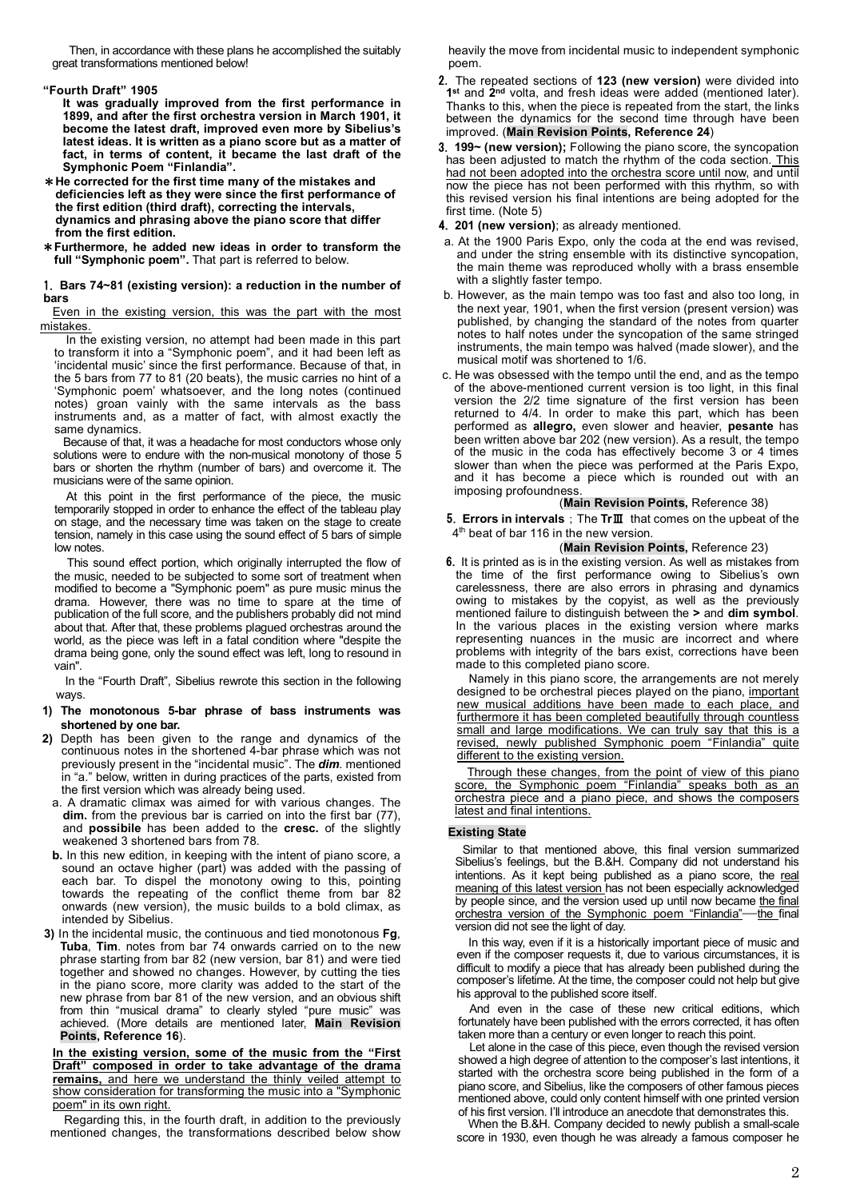Then, in accordance with these plans he accomplished the suitably great transformations mentioned below!

**"Fourth Draft" 1905**

**It was gradually improved from the first performance in 1899, and after the first orchestra version in March 1901, it become the latest draft, improved even more by Sibelius's latest ideas. It is written as a piano score but as a matter of fact, in terms of content, it became the last draft of the Symphonic Poem "Finlandia".**

**＊He corrected for the first time many of the mistakes and deficiencies left as they were since the first performance of the first edition (third draft), correcting the intervals, dynamics and phrasing above the piano score that differ from the first edition.**

**＊Furthermore, he added new ideas in order to transform the full "Symphonic poem".** That part is referred to below.

**1. Bars 74~81 (existing version): a reduction in the number of bars**

Even in the existing version, this was the part with the most mistakes.

In the existing version, no attempt had been made in this part to transform it into a "Symphonic poem", and it had been left as 'incidental music' since the first performance. Because of that, in the 5 bars from 77 to 81 (20 beats), the music carries no hint of a 'Symphonic poem' whatsoever, and the long notes (continued notes) groan vainly with the same intervals as the bass instruments and, as a matter of fact, with almost exactly the same dynamics.

Because of that, it was a headache for most conductors whose only solutions were to endure with the non-musical monotony of those 5 bars or shorten the rhythm (number of bars) and overcome it. The musicians were of the same opinion.

At this point in the first performance of the piece, the music temporarily stopped in order to enhance the effect of the tableau play on stage, and the necessary time was taken on the stage to create tension, namely in this case using the sound effect of 5 bars of simple low notes.

This sound effect portion, which originally interrupted the flow of the music, needed to be subjected to some sort of treatment when modified to become a "Symphonic poem" as pure music minus the drama. However, there was no time to spare at the time of publication of the full score, and the publishers probably did not mind about that. After that, these problems plagued orchestras around the world, as the piece was left in a fatal condition where "despite the drama being gone, only the sound effect was left, long to resound in vain".

In the "Fourth Draft", Sibelius rewrote this section in the following ways.

**1) The monotonous 5-bar phrase of bass instruments was shortened by one bar.**

**2)** Depth has been given to the range and dynamics of the continuous notes in the shortened 4-bar phrase which was not previously present in the "incidental music". The ***dim***. mentioned in "a." below, written in during practices of the parts, existed from the first version which was already being used.

a. A dramatic climax was aimed for with various changes. The **dim.** from the previous bar is carried on into the first bar (77), and **possibile** has been added to the **cresc.** of the slightly weakened 3 shortened bars from 78.

**b.** In this new edition, in keeping with the intent of piano score, a sound an octave higher (part) was added with the passing of each bar. To dispel the monotony owing to this, pointing towards the repeating of the conflict theme from bar 82 onwards (new version), the music builds to a bold climax, as intended by Sibelius.

**3)** In the incidental music, the continuous and tied monotonous **Fg**, **Tuba**, **Tim**. notes from bar 74 onwards carried on to the new phrase starting from bar 82 (new version, bar 81) and were tied together and showed no changes. However, by cutting the ties in the piano score, more clarity was added to the start of the new phrase from bar 81 of the new version, and an obvious shift from thin "musical drama" to clearly styled "pure music" was achieved. (More details are mentioned later, **Main Revision Points, Reference 16**).

**In the existing version, some of the music from the "First Draft" composed in order to take advantage of the drama remains,** and here we understand the thinly veiled attempt to show consideration for transforming the music into a "Symphonic poem" in its own right.

Regarding this, in the fourth draft, in addition to the previously mentioned changes, the transformations described below show heavily the move from incidental music to independent symphonic poem.

**2.** The repeated sections of **123 (new version)** were divided into **1st** and **2nd** volta, and fresh ideas were added (mentioned later). Thanks to this, when the piece is repeated from the start, the links between the dynamics for the second time through have been improved. (**Main Revision Points, Reference 24**)

**3. 199~ (new version);** Following the piano score, the syncopation has been adjusted to match the rhythm of the coda section. This had not been adopted into the orchestra score until now, and until now the piece has not been performed with this rhythm, so with this revised version his final intentions are being adopted for the first time. (Note 5)

**4. 201 (new version)**; as already mentioned.

a. At the 1900 Paris Expo, only the coda at the end was revised, and under the string ensemble with its distinctive syncopation, the main theme was reproduced wholly with a brass ensemble with a slightly faster tempo.

b. However, as the main tempo was too fast and also too long, in the next year, 1901, when the first version (present version) was published, by changing the standard of the notes from quarter notes to half notes under the syncopation of the same stringed instruments, the main tempo was halved (made slower), and the musical motif was shortened to 1/6.

c. He was obsessed with the tempo until the end, and as the tempo of the above-mentioned current version is too light, in this final version the 2/2 time signature of the first version has been returned to 4/4. In order to make this part, which has been performed as **allegro,** even slower and heavier, **pesante** has been written above bar 202 (new version). As a result, the tempo of the music in the coda has effectively become 3 or 4 times slower than when the piece was performed at the Paris Expo, and it has become a piece which is rounded out with an imposing profoundness.

(**Main Revision Points,** Reference 38)

**5. Errors in intervals** ; The **TrⅢ** that comes on the upbeat of the 4th beat of bar 116 in the new version.

(**Main Revision Points,** Reference 23)

**6.** It is printed as is in the existing version. As well as mistakes from the time of the first performance owing to Sibelius's own carelessness, there are also errors in phrasing and dynamics owing to mistakes by the copyist, as well as the previously mentioned failure to distinguish between the **>** and **dim symbol**. In the various places in the existing version where marks representing nuances in the music are incorrect and where problems with integrity of the bars exist, corrections have been made to this completed piano score.

Namely in this piano score, the arrangements are not merely designed to be orchestral pieces played on the piano, important new musical additions have been made to each place, and furthermore it has been completed beautifully through countless small and large modifications. We can truly say that this is a revised, newly published Symphonic poem "Finlandia" quite different to the existing version.

Through these changes, from the point of view of this piano score, the Symphonic poem "Finlandia" speaks both as an orchestra piece and a piano piece, and shows the composers latest and final intentions.

**Existing State**

Similar to that mentioned above, this final version summarized Sibelius's feelings, but the B.&H. Company did not understand his intentions. As it kept being published as a piano score, the real meaning of this latest version has not been especially acknowledged by people since, and the version used up until now became the final orchestra version of the Symphonic poem "Finlandia"──the final version did not see the light of day.

In this way, even if it is a historically important piece of music and even if the composer requests it, due to various circumstances, it is difficult to modify a piece that has already been published during the composer's lifetime. At the time, the composer could not help but give his approval to the published score itself.

And even in the case of these new critical editions, which fortunately have been published with the errors corrected, it has often taken more than a century or even longer to reach this point.

Let alone in the case of this piece, even though the revised version showed a high degree of attention to the composer's last intentions, it started with the orchestra score being published in the form of a piano score, and Sibelius, like the composers of other famous pieces mentioned above, could only content himself with one printed version of his first version. I'll introduce an anecdote that demonstrates this.

When the B.&H. Company decided to newly publish a small-scale score in 1930, even though he was already a famous composer he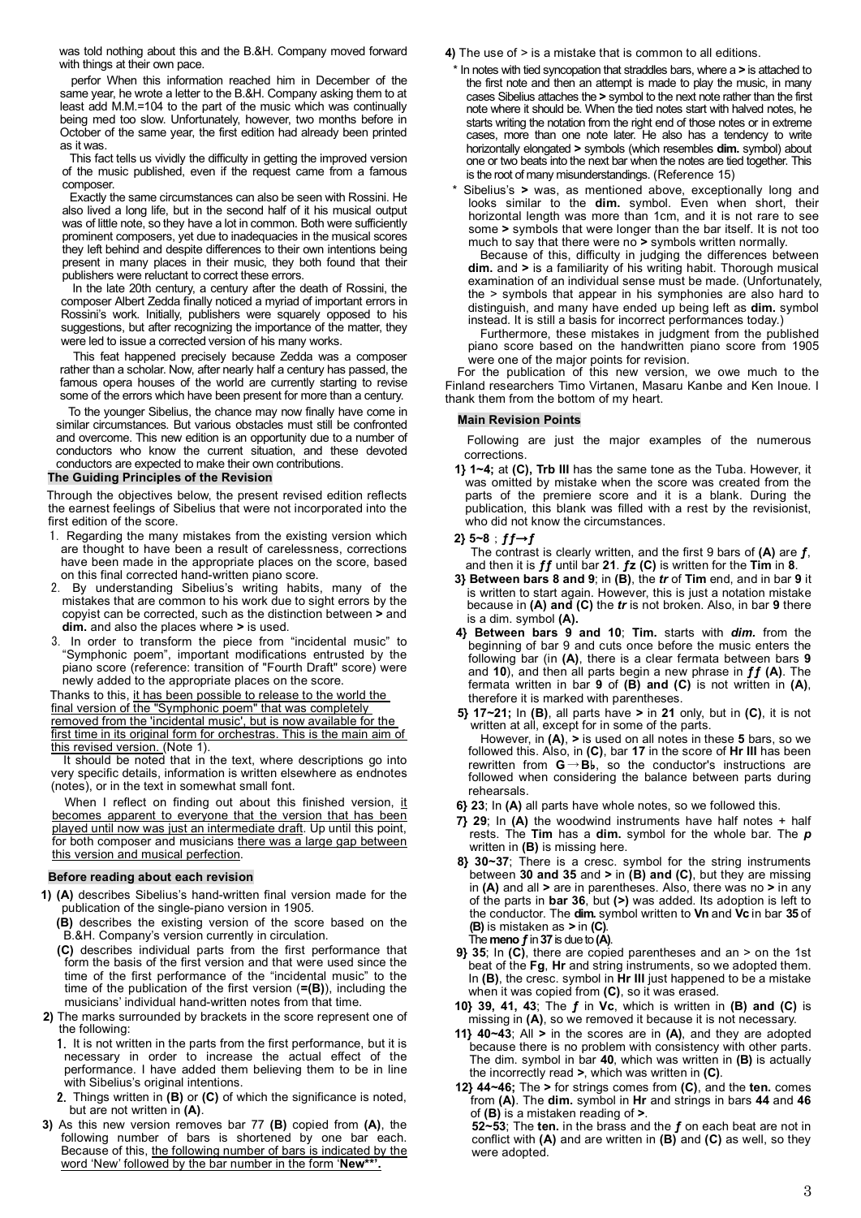was told nothing about this and the B.&H. Company moved forward with things at their own pace.

perfor When this information reached him in December of the same year, he wrote a letter to the B.&H. Company asking them to at least add M.M.=104 to the part of the music which was continually being med too slow. Unfortunately, however, two months before in October of the same year, the first edition had already been printed as it was.

This fact tells us vividly the difficulty in getting the improved version of the music published, even if the request came from a famous composer.

Exactly the same circumstances can also be seen with Rossini. He also lived a long life, but in the second half of it his musical output was of little note, so they have a lot in common. Both were sufficiently prominent composers, yet due to inadequacies in the musical scores they left behind and despite differences to their own intentions being present in many places in their music, they both found that their publishers were reluctant to correct these errors.

In the late 20th century, a century after the death of Rossini, the composer Albert Zedda finally noticed a myriad of important errors in Rossini's work. Initially, publishers were squarely opposed to his suggestions, but after recognizing the importance of the matter, they were led to issue a corrected version of his many works.

This feat happened precisely because Zedda was a composer rather than a scholar. Now, after nearly half a century has passed, the famous opera houses of the world are currently starting to revise some of the errors which have been present for more than a century.

To the younger Sibelius, the chance may now finally have come in similar circumstances. But various obstacles must still be confronted and overcome. This new edition is an opportunity due to a number of conductors who know the current situation, and these devoted conductors are expected to make their own contributions.

## The Guiding Principles of the Revision

Through the objectives below, the present revised edition reflects the earnest feelings of Sibelius that were not incorporated into the first edition of the score.

1. Regarding the many mistakes from the existing version which are thought to have been a result of carelessness, corrections have been made in the appropriate places on the score, based on this final corrected hand-written piano score.
2. By understanding Sibelius's writing habits, many of the mistakes that are common to his work due to sight errors by the copyist can be corrected, such as the distinction between **>** and **dim.** and also the places where **>** is used.
3. In order to transform the piece from "incidental music" to "Symphonic poem", important modifications entrusted by the piano score (reference: transition of "Fourth Draft" score) were newly added to the appropriate places on the score.

Thanks to this, it has been possible to release to the world the final version of the "Symphonic poem" that was completely removed from the 'incidental music', but is now available for the first time in its original form for orchestras. This is the main aim of this revised version. (Note 1).

It should be noted that in the text, where descriptions go into very specific details, information is written elsewhere as endnotes (notes), or in the text in somewhat small font.

When I reflect on finding out about this finished version, it becomes apparent to everyone that the version that has been played until now was just an intermediate draft. Up until this point, for both composer and musicians there was a large gap between this version and musical perfection.

## Before reading about each revision

**1) (A)** describes Sibelius's hand-written final version made for the publication of the single-piano version in 1905.

**(B)** describes the existing version of the score based on the B.&H. Company's version currently in circulation.

**(C)** describes individual parts from the first performance that form the basis of the first version and that were used since the time of the first performance of the "incidental music" to the time of the publication of the first version (**=(B)**), including the musicians' individual hand-written notes from that time.

**2)** The marks surrounded by brackets in the score represent one of the following:

1. It is not written in the parts from the first performance, but it is necessary in order to increase the actual effect of the performance. I have added them believing them to be in line with Sibelius's original intentions.
2. Things written in **(B)** or **(C)** of which the significance is noted, but are not written in **(A)**.

**3)** As this new version removes bar 77 **(B)** copied from **(A)**, the following number of bars is shortened by one bar each. Because of this, the following number of bars is indicated by the word 'New' followed by the bar number in the form '**New**\*\*'.

**4)** The use of > is a mistake that is common to all editions.

\* In notes with tied syncopation that straddles bars, where a **>** is attached to the first note and then an attempt is made to play the music, in many cases Sibelius attaches the **>** symbol to the next note rather than the first note where it should be. When the tied notes start with halved notes, he starts writing the notation from the right end of those notes or in extreme cases, more than one note later. He also has a tendency to write horizontally elongated **>** symbols (which resembles **dim.** symbol) about one or two beats into the next bar when the notes are tied together. This is the root of many misunderstandings. (Reference 15)

\* Sibelius's **>** was, as mentioned above, exceptionally long and looks similar to the **dim.** symbol. Even when short, their horizontal length was more than 1cm, and it is not rare to see some **>** symbols that were longer than the bar itself. It is not too much to say that there were no **>** symbols written normally.

Because of this, difficulty in judging the differences between **dim.** and **>** is a familiarity of his writing habit. Thorough musical examination of an individual sense must be made. (Unfortunately, the > symbols that appear in his symphonies are also hard to distinguish, and many have ended up being left as **dim.** symbol instead. It is still a basis for incorrect performances today.)

Furthermore, these mistakes in judgment from the published piano score based on the handwritten piano score from 1905 were one of the major points for revision.

For the publication of this new version, we owe much to the Finland researchers Timo Virtanen, Masaru Kanbe and Ken Inoue. I thank them from the bottom of my heart.

## Main Revision Points

Following are just the major examples of the numerous corrections.

**1} 1~4;** at **(C), Trb III** has the same tone as the Tuba. However, it was omitted by mistake when the score was created from the parts of the premiere score and it is a blank. During the publication, this blank was filled with a rest by the revisionist, who did not know the circumstances.

**2} 5~8** ; ***ff→f***

The contrast is clearly written, and the first 9 bars of **(A)** are ***f***, and then it is ***ff*** until bar **21**. ***fz*** **(C)** is written for the **Tim** in **8**.

**3} Between bars 8 and 9**; in **(B)**, the ***tr*** of **Tim** end, and in bar **9** it is written to start again. However, this is just a notation mistake because in **(A) and (C)** the ***tr*** is not broken. Also, in bar **9** there is a dim. symbol **(A).**

**4} Between bars 9 and 10**; **Tim.** starts with ***dim.*** from the beginning of bar 9 and cuts once before the music enters the following bar (in **(A)**, there is a clear fermata between bars **9** and **10**), and then all parts begin a new phrase in ***ff*** **(A)**. The fermata written in bar **9** of **(B) and (C)** is not written in **(A)**, therefore it is marked with parentheses.

**5} 17~21;** In **(B)**, all parts have **>** in **21** only, but in **(C)**, it is not written at all, except for in some of the parts.

However, in **(A)**, **>** is used on all notes in these **5** bars, so we followed this. Also, in **(C)**, bar **17** in the score of **Hr III** has been rewritten from **G→B♭**, so the conductor's instructions are followed when considering the balance between parts during rehearsals.

**6} 23**; In **(A)** all parts have whole notes, so we followed this.

**7} 29**; In **(A)** the woodwind instruments have half notes + half rests. The **Tim** has a **dim.** symbol for the whole bar. The ***p*** written in **(B)** is missing here.

**8} 30~37**; There is a cresc. symbol for the string instruments between **30 and 35** and **>** in **(B) and (C)**, but they are missing in **(A)** and all **>** are in parentheses. Also, there was no **>** in any of the parts in **bar 36**, but **(>)** was added. Its adoption is left to the conductor. The **dim.** symbol written to **Vn** and **Vc** in bar **35** of **(B)** is mistaken as **>** in **(C)**.

The **meno *f*** in **37** is due to **(A)**.

**9} 35**; In **(C)**, there are copied parentheses and an > on the 1st beat of the **Fg**, **Hr** and string instruments, so we adopted them. In **(B)**, the cresc. symbol in **Hr III** just happened to be a mistake when it was copied from **(C)**, so it was erased.

**10} 39, 41, 43**; The ***f*** in **Vc**, which is written in **(B) and (C)** is missing in **(A)**, so we removed it because it is not necessary.

**11} 40~43**; All **>** in the scores are in **(A)**, and they are adopted because there is no problem with consistency with other parts. The dim. symbol in bar **40**, which was written in **(B)** is actually the incorrectly read **>**, which was written in **(C)**.

**12} 44~46;** The **>** for strings comes from **(C)**, and the **ten.** comes from **(A)**. The **dim.** symbol in **Hr** and strings in bars **44** and **46** of **(B)** is a mistaken reading of **>**.

**52~53**; The **ten.** in the brass and the ***f*** on each beat are not in conflict with **(A)** and are written in **(B)** and **(C)** as well, so they were adopted.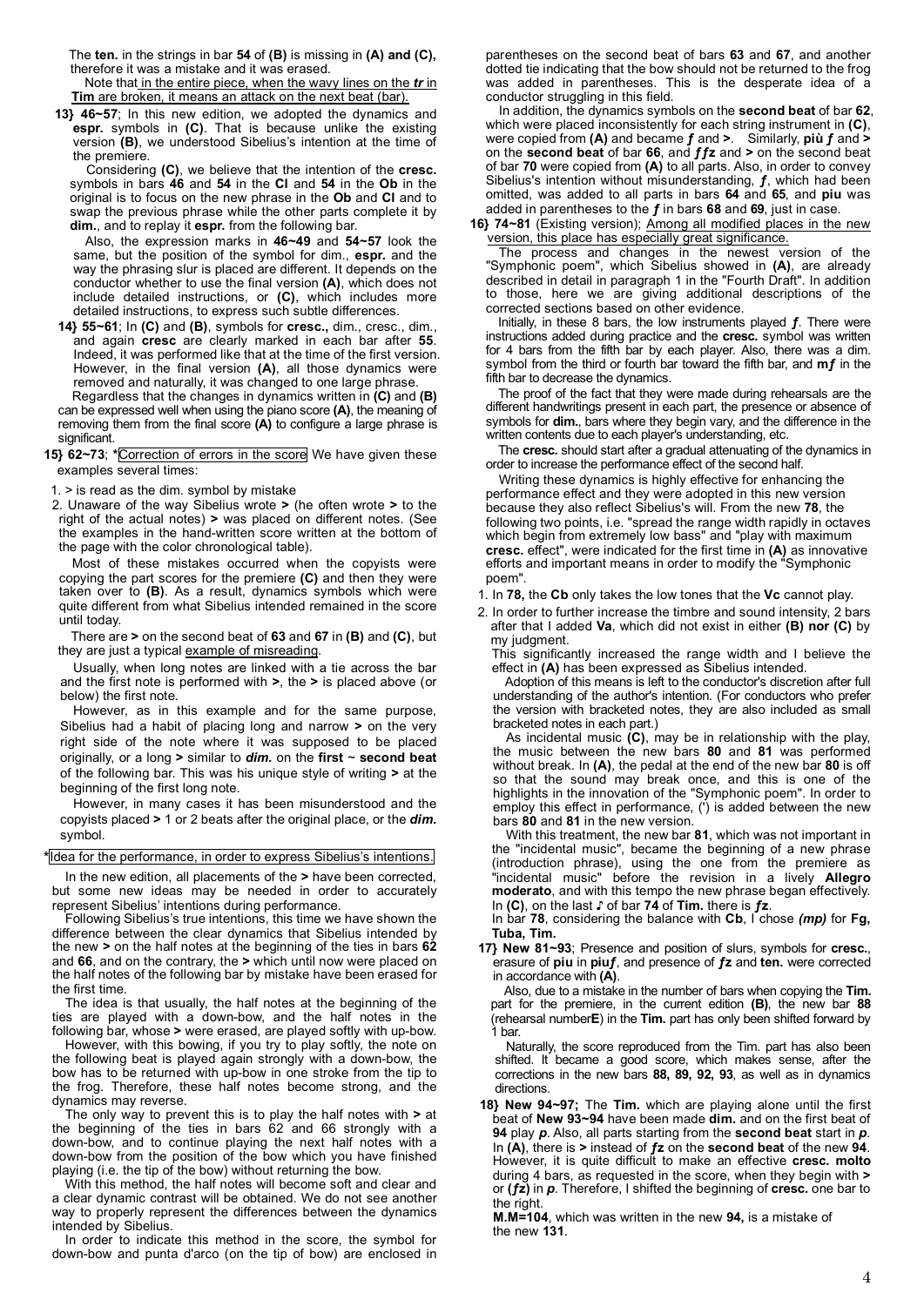The **ten.** in the strings in bar **54** of **(B)** is missing in **(A) and (C),** therefore it was a mistake and it was erased.

Note that in the entire piece, when the wavy lines on the ***tr*** in **Tim** are broken, it means an attack on the next beat (bar).

**13} 46~57**; In this new edition, we adopted the dynamics and **espr.** symbols in **(C)**. That is because unlike the existing version **(B)**, we understood Sibelius's intention at the time of the premiere.

Considering **(C)**, we believe that the intention of the **cresc.** symbols in bars **46** and **54** in the **Cl** and **54** in the **Ob** in the original is to focus on the new phrase in the **Ob** and **Cl** and to swap the previous phrase while the other parts complete it by **dim.**, and to replay it **espr.** from the following bar.

Also, the expression marks in **46~49** and **54~57** look the same, but the position of the symbol for dim., **espr.** and the way the phrasing slur is placed are different. It depends on the conductor whether to use the final version **(A)**, which does not include detailed instructions, or **(C)**, which includes more detailed instructions, to express such subtle differences.

**14} 55~61**; In **(C)** and **(B)**, symbols for **cresc.,** dim., cresc., dim., and again **cresc** are clearly marked in each bar after **55**. Indeed, it was performed like that at the time of the first version. However, in the final version **(A)**, all those dynamics were removed and naturally, it was changed to one large phrase.

Regardless that the changes in dynamics written in **(C)** and **(B)** can be expressed well when using the piano score **(A)**, the meaning of removing them from the final score **(A)** to configure a large phrase is significant.

**15} 62~73**; *Correction of errors in the score We have given these examples several times:

1. > is read as the dim. symbol by mistake
2. Unaware of the way Sibelius wrote **>** (he often wrote **>** to the right of the actual notes) **>** was placed on different notes. (See the examples in the hand-written score written at the bottom of the page with the color chronological table).

Most of these mistakes occurred when the copyists were copying the part scores for the premiere **(C)** and then they were taken over to **(B)**. As a result, dynamics symbols which were quite different from what Sibelius intended remained in the score until today.

There are **>** on the second beat of **63** and **67** in **(B)** and **(C)**, but they are just a typical example of misreading.

Usually, when long notes are linked with a tie across the bar and the first note is performed with **>**, the **>** is placed above (or below) the first note.

However, as in this example and for the same purpose, Sibelius had a habit of placing long and narrow **>** on the very right side of the note where it was supposed to be placed originally, or a long **>** similar to ***dim.*** on the **first** ~ **second beat** of the following bar. This was his unique style of writing **>** at the beginning of the first long note.

However, in many cases it has been misunderstood and the copyists placed **>** 1 or 2 beats after the original place, or the ***dim.*** symbol.

*Idea for the performance, in order to express Sibelius's intentions.

In the new edition, all placements of the **>** have been corrected, but some new ideas may be needed in order to accurately represent Sibelius' intentions during performance.

Following Sibelius's true intentions, this time we have shown the difference between the clear dynamics that Sibelius intended by the new **>** on the half notes at the beginning of the ties in bars **62** and **66**, and on the contrary, the **>** which until now were placed on the half notes of the following bar by mistake have been erased for the first time.

The idea is that usually, the half notes at the beginning of the ties are played with a down-bow, and the half notes in the following bar, whose **>** were erased, are played softly with up-bow.

However, with this bowing, if you try to play softly, the note on the following beat is played again strongly with a down-bow, the bow has to be returned with up-bow in one stroke from the tip to the frog. Therefore, these half notes become strong, and the dynamics may reverse.

The only way to prevent this is to play the half notes with **>** at the beginning of the ties in bars 62 and 66 strongly with a down-bow, and to continue playing the next half notes with a down-bow from the position of the bow which you have finished playing (i.e. the tip of the bow) without returning the bow.

With this method, the half notes will become soft and clear and a clear dynamic contrast will be obtained. We do not see another way to properly represent the differences between the dynamics intended by Sibelius.

In order to indicate this method in the score, the symbol for down-bow and punta d'arco (on the tip of bow) are enclosed in parentheses on the second beat of bars **63** and **67**, and another dotted tie indicating that the bow should not be returned to the frog was added in parentheses. This is the desperate idea of a conductor struggling in this field.

In addition, the dynamics symbols on the **second beat** of bar **62**, which were placed inconsistently for each string instrument in **(C)**, were copied from **(A)** and became ***f*** and **>**. Similarly, **più *f*** and **>** on the **second beat** of bar **66**, and ***ffz*** and **>** on the second beat of bar **70** were copied from **(A)** to all parts. Also, in order to convey Sibelius's intention without misunderstanding, ***f***, which had been omitted, was added to all parts in bars **64** and **65**, and **piu** was added in parentheses to the ***f*** in bars **68** and **69**, just in case.

**16} 74~81** (Existing version); Among all modified places in the new version, this place has especially great significance.

The process and changes in the newest version of the "Symphonic poem", which Sibelius showed in **(A)**, are already described in detail in paragraph 1 in the "Fourth Draft". In addition to those, here we are giving additional descriptions of the corrected sections based on other evidence.

Initially, in these 8 bars, the low instruments played ***f***. There were instructions added during practice and the **cresc.** symbol was written for 4 bars from the fifth bar by each player. Also, there was a dim. symbol from the third or fourth bar toward the fifth bar, and **m*f*** in the fifth bar to decrease the dynamics.

The proof of the fact that they were made during rehearsals are the different handwritings present in each part, the presence or absence of symbols for **dim.**, bars where they begin vary, and the difference in the written contents due to each player's understanding, etc.

The **cresc.** should start after a gradual attenuating of the dynamics in order to increase the performance effect of the second half.

Writing these dynamics is highly effective for enhancing the performance effect and they were adopted in this new version because they also reflect Sibelius's will. From the new **78**, the following two points, i.e. "spread the range width rapidly in octaves which begin from extremely low bass" and "play with maximum **cresc.** effect", were indicated for the first time in **(A)** as innovative efforts and important means in order to modify the "Symphonic poem".

1. In **78,** the **Cb** only takes the low tones that the **Vc** cannot play.
2. In order to further increase the timbre and sound intensity, 2 bars after that I added **Va**, which did not exist in either **(B) nor (C)** by my judgment.

This significantly increased the range width and I believe the effect in **(A)** has been expressed as Sibelius intended.

Adoption of this means is left to the conductor's discretion after full understanding of the author's intention. (For conductors who prefer the version with bracketed notes, they are also included as small bracketed notes in each part.)

As incidental music **(C)**, may be in relationship with the play, the music between the new bars **80** and **81** was performed without break. In **(A)**, the pedal at the end of the new bar **80** is off so that the sound may break once, and this is one of the highlights in the innovation of the "Symphonic poem". In order to employ this effect in performance, (') is added between the new bars **80** and **81** in the new version.

With this treatment, the new bar **81**, which was not important in the "incidental music", became the beginning of a new phrase (introduction phrase), using the one from the premiere as "incidental music" before the revision in a lively **Allegro moderato**, and with this tempo the new phrase began effectively. In **(C)**, on the last ♪ of bar **74** of **Tim.** there is ***fz***.

In bar **78**, considering the balance with **Cb**, I chose ***(mp)*** for **Fg, Tuba, Tim.**

**17} New 81~93**; Presence and position of slurs, symbols for **cresc.**, erasure of **piu** in **piu*f***, and presence of ***fz*** and **ten.** were corrected in accordance with **(A)**.

Also, due to a mistake in the number of bars when copying the **Tim.** part for the premiere, in the current edition **(B)**, the new bar **88** (rehearsal number**E**) in the **Tim.** part has only been shifted forward by 1 bar.

Naturally, the score reproduced from the Tim. part has also been shifted. It became a good score, which makes sense, after the corrections in the new bars **88, 89, 92, 93**, as well as in dynamics directions.

**18} New 94~97;** The **Tim.** which are playing alone until the first beat of **New 93~94** have been made **dim.** and on the first beat of **94** play ***p***. Also, all parts starting from the **second beat** start in ***p***. In **(A)**, there is **>** instead of ***fz*** on the **second beat** of the new **94**. However, it is quite difficult to make an effective **cresc. molto** during 4 bars, as requested in the score, when they begin with **>** or **(*fz*)** in ***p***. Therefore, I shifted the beginning of **cresc.** one bar to the right.

**M.M=104**, which was written in the new **94,** is a mistake of the new **131**.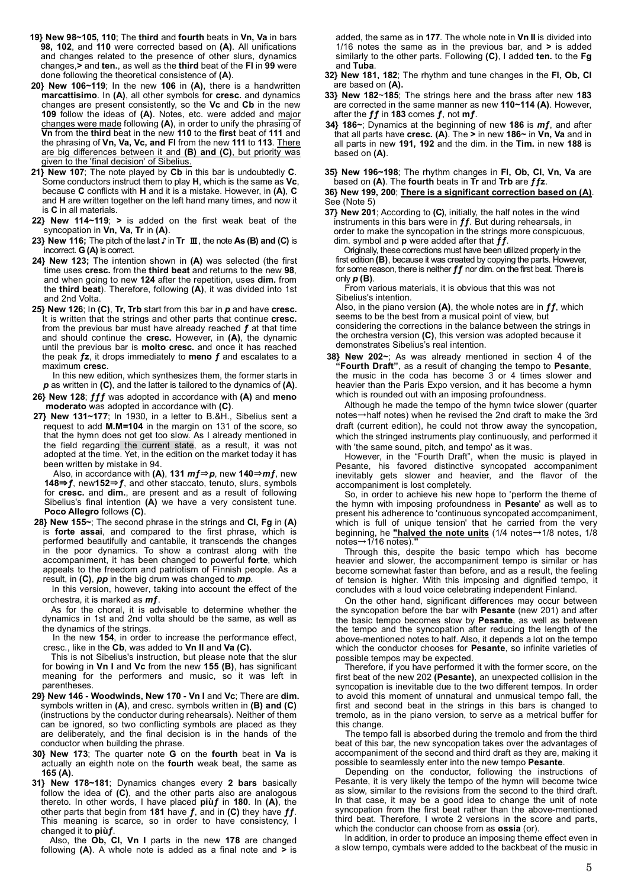**19} New 98~105, 110**; The **third** and **fourth** beats in **Vn, Va** in bars **98, 102**, and **110** were corrected based on **(A)**. All unifications and changes related to the presence of other slurs, dynamics changes,**>** and **ten.**, as well as the **third** beat of the **Fl** in **99** were done following the theoretical consistence of **(A)**.

**20} New 106~119**; In the new **106** in **(A)**, there is a handwritten **marcattisimo**. In **(A)**, all other symbols for **cresc.** and dynamics changes are present consistently, so the **Vc** and **Cb** in the new **109** follow the ideas of **(A)**. Notes, etc. were added and major changes were made following **(A)**, in order to unify the phrasing of **Vn** from the **third** beat in the new **110** to the **first** beat of **111** and the phrasing of **Vn, Va, Vc, and Fl** from the new **111** to **113**. There are big differences between it and **(B) and (C)**, but priority was given to the 'final decision' of Sibelius.

**21} New 107**; The note played by **Cb** in this bar is undoubtedly **C**. Some conductors instruct them to play **H**, which is the same as **Vc**, because **C** conflicts with **H** and it is a mistake. However, in **(A)**, **C** and **H** are written together on the left hand many times, and now it is **C** in all materials.

**22} New 114~119**; **>** is added on the first weak beat of the syncopation in **Vn, Va, Tr** in **(A)**.

**23} New 116;** The pitch of the last ♪ in **Tr Ⅲ**, the note **As (B) and (C)** is incorrect. **G (A)** is correct.

**24} New 123;** The intention shown in **(A)** was selected (the first time uses **cresc.** from the **third beat** and returns to the new **98**, and when going to new **124** after the repetition, uses **dim.** from the **third beat**). Therefore, following **(A)**, it was divided into 1st and 2nd Volta.

**25} New 126**; In **(C)**, **Tr, Trb** start from this bar in ***p*** and have **cresc.** It is written that the strings and other parts that continue **cresc.** from the previous bar must have already reached ***f*** at that time and should continue the **cresc.** However, in **(A)**, the dynamic until the previous bar is **molto cresc.** and once it has reached the peak ***fz***, it drops immediately to **meno *f*** and escalates to a maximum **cresc**.

In this new edition, which synthesizes them, the former starts in ***p*** as written in **(C)**, and the latter is tailored to the dynamics of **(A)**.

**26} New 128**; ***fff*** was adopted in accordance with **(A)** and **meno moderato** was adopted in accordance with **(C)**.

**27} New 131~177**; In 1930, in a letter to B.&H., Sibelius sent a request to add **M.M=104** in the margin on 131 of the score, so that the hymn does not get too slow. As I already mentioned in the field regarding the current state, as a result, it was not adopted at the time. Yet, in the edition on the market today it has been written by mistake in 94.

Also, in accordance with **(A)**, **131 *mf*⇒*p***, new **140⇒*mf***, new **148⇒*f***, new**152⇒*f***, and other staccato, tenuto, slurs, symbols for **cresc.** and **dim.**, are present and as a result of following Sibelius's final intention **(A)** we have a very consistent tune. **Poco Allegro** follows **(C)**.

**28} New 155~**; The second phrase in the strings and **Cl, Fg** in **(A)** is **forte assai**, and compared to the first phrase, which is performed beautifully and cantabile, it transcends the changes in the poor dynamics. To show a contrast along with the accompaniment, it has been changed to powerful **forte**, which appeals to the freedom and patriotism of Finnish people. As a result, in **(C)**, ***pp*** in the big drum was changed to ***mp***.

In this version, however, taking into account the effect of the orchestra, it is marked as ***mf***.

As for the choral, it is advisable to determine whether the dynamics in 1st and 2nd volta should be the same, as well as the dynamics of the strings.

In the new **154**, in order to increase the performance effect, cresc., like in the **Cb**, was added to **Vn II** and **Va (C).**

This is not Sibelius's instruction, but please note that the slur for bowing in **Vn I** and **Vc** from the new **155 (B)**, has significant meaning for the performers and music, so it was left in parentheses.

**29} New 146 - Woodwinds, New 170 - Vn I** and **Vc**; There are **dim.** symbols written in **(A)**, and cresc. symbols written in **(B) and (C)** (instructions by the conductor during rehearsals). Neither of them can be ignored, so two conflicting symbols are placed as they are deliberately, and the final decision is in the hands of the conductor when building the phrase.

**30} New 173**; The quarter note **G** on the **fourth** beat in **Va** is actually an eighth note on the **fourth** weak beat, the same as **165 (A)**.

**31} New 178~181**; Dynamics changes every **2 bars** basically follow the idea of **(C)**, and the other parts also are analogous thereto. In other words, I have placed **più*f*** in **180**. In **(A)**, the other parts that begin from **181** have ***f***, and in **(C)** they have ***ff***. This meaning is scarce, so in order to have consistency, I changed it to **più*f***.

Also, the **Ob, Cl, Vn I** parts in the new **178** are changed following **(A)**. A whole note is added as a final note and **>** is added, the same as in **177**. The whole note in **Vn II** is divided into 1/16 notes the same as in the previous bar, and **>** is added similarly to the other parts. Following **(C)**, I added **ten.** to the **Fg** and **Tuba**.

**32} New 181, 182**; The rhythm and tune changes in the **Fl, Ob, Cl** are based on **(A).**

**33} New 182~185**; The strings here and the brass after new **183** are corrected in the same manner as new **110~114 (A)**. However, after the ***ff*** in **183** comes ***f***, not ***mf***.

**34} 186~**; Dynamics at the beginning of new **186** is ***mf***, and after that all parts have **cresc. (A)**. The **>** in new **186~** in **Vn, Va** and in all parts in new **191, 192** and the dim. in the **Tim.** in new **188** is based on **(A)**.

**35} New 196~198**; The rhythm changes in **Fl, Ob, Cl, Vn, Va** are based on **(A)**. The **fourth** beats in **Tr** and **Trb** are ***ffz***.

**36} New 199, 200**; **There is a significant correction based on (A)**. See (Note 5)

**37} New 201**; According to **(C)**, initially, the half notes in the wind instruments in this bars were in ***ff***. But during rehearsals, in order to make the syncopation in the strings more conspicuous, dim. symbol and **p** were added after that ***ff***.

Originally, these corrections must have been utilized properly in the first edition **(B)**, because it was created by copying the parts. However, for some reason, there is neither ***ff*** nor dim. on the first beat. There is only ***p*** **(B)**.

From various materials, it is obvious that this was not Sibelius's intention.

Also, in the piano version **(A)**, the whole notes are in ***ff***, which seems to be the best from a musical point of view, but considering the corrections in the balance between the strings in the orchestra version **(C)**, this version was adopted because it demonstrates Sibelius's real intention.

**38} New 202~**; As was already mentioned in section 4 of the **"Fourth Draft"**, as a result of changing the tempo to **Pesante**, the music in the coda has become 3 or 4 times slower and heavier than the Paris Expo version, and it has become a hymn which is rounded out with an imposing profoundness.

Although he made the tempo of the hymn twice slower (quarter notes→half notes) when he revised the 2nd draft to make the 3rd draft (current edition), he could not throw away the syncopation, which the stringed instruments play continuously, and performed it with 'the same sound, pitch, and tempo' as it was.

However, in the "Fourth Draft", when the music is played in Pesante, his favored distinctive syncopated accompaniment inevitably gets slower and heavier, and the flavor of the accompaniment is lost completely.

So, in order to achieve his new hope to 'perform the theme of the hymn with imposing profoundness in **Pesante**' as well as to present his adherence to 'continuous syncopated accompaniment, which is full of unique tension' that he carried from the very beginning, he **"halved the note units** (1/4 notes→1/8 notes, 1/8 notes→1/16 notes).**"**

Through this, despite the basic tempo which has become heavier and slower, the accompaniment tempo is similar or has become somewhat faster than before, and as a result, the feeling of tension is higher. With this imposing and dignified tempo, it concludes with a loud voice celebrating independent Finland.

On the other hand, significant differences may occur between the syncopation before the bar with **Pesante** (new 201) and after the basic tempo becomes slow by **Pesante**, as well as between the tempo and the syncopation after reducing the length of the above-mentioned notes to half. Also, it depends a lot on the tempo which the conductor chooses for **Pesante**, so infinite varieties of possible tempos may be expected.

Therefore, if you have performed it with the former score, on the first beat of the new 202 **(Pesante)**, an unexpected collision in the syncopation is inevitable due to the two different tempos. In order to avoid this moment of unnatural and unmusical tempo fall, the first and second beat in the strings in this bars is changed to tremolo, as in the piano version, to serve as a metrical buffer for this change.

The tempo fall is absorbed during the tremolo and from the third beat of this bar, the new syncopation takes over the advantages of accompaniment of the second and third draft as they are, making it possible to seamlessly enter into the new tempo **Pesante**.

Depending on the conductor, following the instructions of Pesante, it is very likely the tempo of the hymn will become twice as slow, similar to the revisions from the second to the third draft. In that case, it may be a good idea to change the unit of note syncopation from the first beat rather than the above-mentioned third beat. Therefore, I wrote 2 versions in the score and parts, which the conductor can choose from as **ossia** (or).

In addition, in order to produce an imposing theme effect even in a slow tempo, cymbals were added to the backbeat of the music in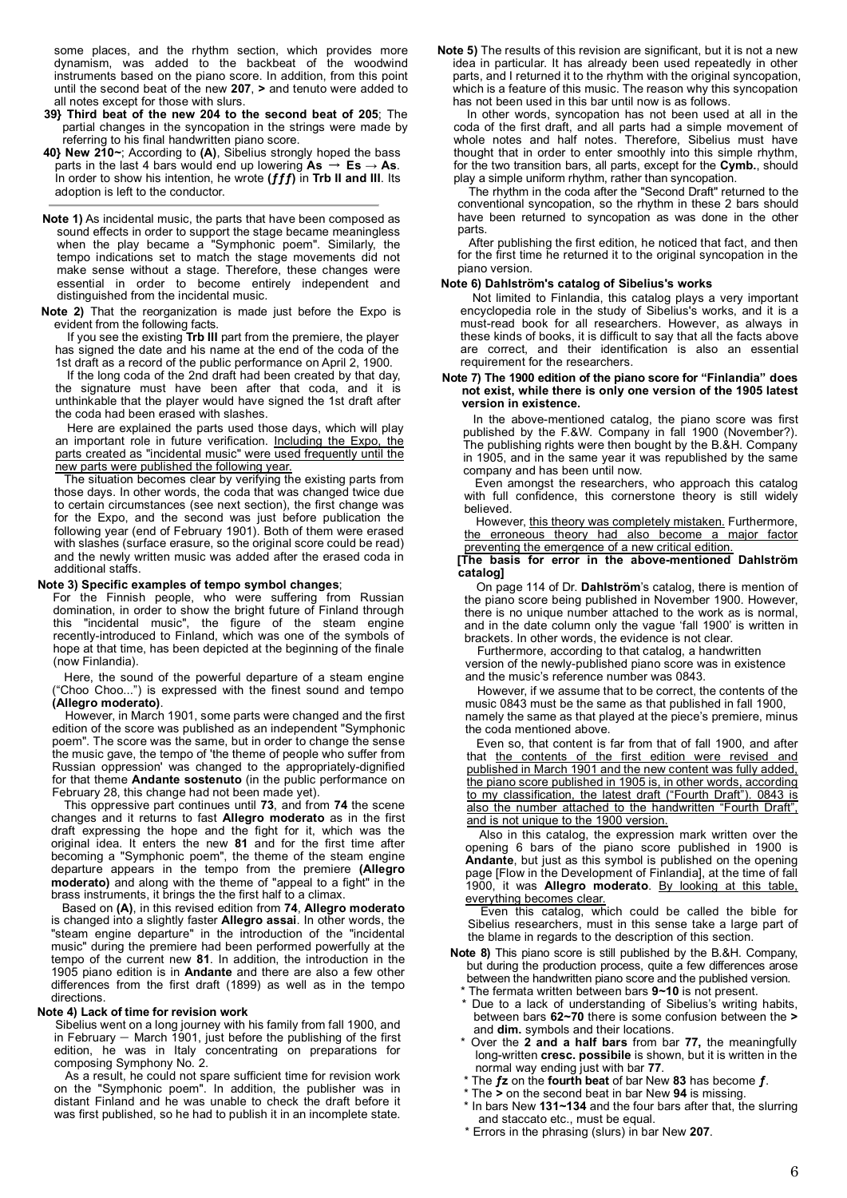some places, and the rhythm section, which provides more dynamism, was added to the backbeat of the woodwind instruments based on the piano score. In addition, from this point until the second beat of the new **207**, **>** and tenuto were added to all notes except for those with slurs.

**39} Third beat of the new 204 to the second beat of 205**; The partial changes in the syncopation in the strings were made by referring to his final handwritten piano score.

**40} New 210~**; According to **(A)**, Sibelius strongly hoped the bass parts in the last 4 bars would end up lowering **As → Es → As**. In order to show his intention, he wrote **(*fff*)** in **Trb II and III**. Its adoption is left to the conductor.

---

**Note 1)** As incidental music, the parts that have been composed as sound effects in order to support the stage became meaningless when the play became a "Symphonic poem". Similarly, the tempo indications set to match the stage movements did not make sense without a stage. Therefore, these changes were essential in order to become entirely independent and distinguished from the incidental music.

**Note 2)** That the reorganization is made just before the Expo is evident from the following facts.

If you see the existing **Trb III** part from the premiere, the player has signed the date and his name at the end of the coda of the 1st draft as a record of the public performance on April 2, 1900.

If the long coda of the 2nd draft had been created by that day, the signature must have been after that coda, and it is unthinkable that the player would have signed the 1st draft after the coda had been erased with slashes.

Here are explained the parts used those days, which will play an important role in future verification. Including the Expo, the parts created as "incidental music" were used frequently until the new parts were published the following year.

The situation becomes clear by verifying the existing parts from those days. In other words, the coda that was changed twice due to certain circumstances (see next section), the first change was for the Expo, and the second was just before publication the following year (end of February 1901). Both of them were erased with slashes (surface erasure, so the original score could be read) and the newly written music was added after the erased coda in additional staffs.

**Note 3) Specific examples of tempo symbol changes**;

For the Finnish people, who were suffering from Russian domination, in order to show the bright future of Finland through this "incidental music", the figure of the steam engine recently-introduced to Finland, which was one of the symbols of hope at that time, has been depicted at the beginning of the finale (now Finlandia).

Here, the sound of the powerful departure of a steam engine ("Choo Choo...") is expressed with the finest sound and tempo **(Allegro moderato)**.

However, in March 1901, some parts were changed and the first edition of the score was published as an independent "Symphonic poem". The score was the same, but in order to change the sense the music gave, the tempo of 'the theme of people who suffer from Russian oppression' was changed to the appropriately-dignified for that theme **Andante sostenuto** (in the public performance on February 28, this change had not been made yet).

This oppressive part continues until **73**, and from **74** the scene changes and it returns to fast **Allegro moderato** as in the first draft expressing the hope and the fight for it, which was the original idea. It enters the new **81** and for the first time after becoming a "Symphonic poem", the theme of the steam engine departure appears in the tempo from the premiere **(Allegro moderato)** and along with the theme of "appeal to a fight" in the brass instruments, it brings the the first half to a climax.

Based on **(A)**, in this revised edition from **74**, **Allegro moderato** is changed into a slightly faster **Allegro assai**. In other words, the "steam engine departure" in the introduction of the "incidental music" during the premiere had been performed powerfully at the tempo of the current new **81**. In addition, the introduction in the 1905 piano edition is in **Andante** and there are also a few other differences from the first draft (1899) as well as in the tempo directions.

**Note 4) Lack of time for revision work**

Sibelius went on a long journey with his family from fall 1900, and in February ― March 1901, just before the publishing of the first edition, he was in Italy concentrating on preparations for composing Symphony No. 2.

As a result, he could not spare sufficient time for revision work on the "Symphonic poem". In addition, the publisher was in distant Finland and he was unable to check the draft before it was first published, so he had to publish it in an incomplete state.

**Note 5)** The results of this revision are significant, but it is not a new idea in particular. It has already been used repeatedly in other parts, and I returned it to the rhythm with the original syncopation, which is a feature of this music. The reason why this syncopation has not been used in this bar until now is as follows.

In other words, syncopation has not been used at all in the coda of the first draft, and all parts had a simple movement of whole notes and half notes. Therefore, Sibelius must have thought that in order to enter smoothly into this simple rhythm, for the two transition bars, all parts, except for the **Cymb.**, should play a simple uniform rhythm, rather than syncopation.

The rhythm in the coda after the "Second Draft" returned to the conventional syncopation, so the rhythm in these 2 bars should have been returned to syncopation as was done in the other parts.

After publishing the first edition, he noticed that fact, and then for the first time he returned it to the original syncopation in the piano version.

**Note 6) Dahlström's catalog of Sibelius's works**

Not limited to Finlandia, this catalog plays a very important encyclopedia role in the study of Sibelius's works, and it is a must-read book for all researchers. However, as always in these kinds of books, it is difficult to say that all the facts above are correct, and their identification is also an essential requirement for the researchers.

**Note 7) The 1900 edition of the piano score for "Finlandia" does not exist, while there is only one version of the 1905 latest version in existence.**

In the above-mentioned catalog, the piano score was first published by the F.&W. Company in fall 1900 (November?). The publishing rights were then bought by the B.&H. Company in 1905, and in the same year it was republished by the same company and has been until now.

Even amongst the researchers, who approach this catalog with full confidence, this cornerstone theory is still widely believed.

However, this theory was completely mistaken. Furthermore, the erroneous theory had also become a major factor preventing the emergence of a new critical edition.

**[The basis for error in the above-mentioned Dahlström catalog]**

On page 114 of Dr. **Dahlström**'s catalog, there is mention of the piano score being published in November 1900. However, there is no unique number attached to the work as is normal, and in the date column only the vague 'fall 1900' is written in brackets. In other words, the evidence is not clear.

Furthermore, according to that catalog, a handwritten version of the newly-published piano score was in existence and the music's reference number was 0843.

However, if we assume that to be correct, the contents of the music 0843 must be the same as that published in fall 1900, namely the same as that played at the piece's premiere, minus the coda mentioned above.

Even so, that content is far from that of fall 1900, and after that the contents of the first edition were revised and published in March 1901 and the new content was fully added, the piano score published in 1905 is, in other words, according to my classification, the latest draft ("Fourth Draft"). 0843 is also the number attached to the handwritten "Fourth Draft", and is not unique to the 1900 version.

Also in this catalog, the expression mark written over the opening 6 bars of the piano score published in 1900 is **Andante**, but just as this symbol is published on the opening page [Flow in the Development of Finlandia], at the time of fall 1900, it was **Allegro moderato**. By looking at this table, everything becomes clear.

Even this catalog, which could be called the bible for Sibelius researchers, must in this sense take a large part of the blame in regards to the description of this section.

**Note 8)** This piano score is still published by the B.&H. Company, but during the production process, quite a few differences arose between the handwritten piano score and the published version.

* The fermata written between bars **9~10** is not present.
* Due to a lack of understanding of Sibelius's writing habits, between bars **62~70** there is some confusion between the **>** and **dim.** symbols and their locations.
* Over the **2 and a half bars** from bar **77**, the meaningfully long-written **cresc. possibile** is shown, but it is written in the normal way ending just with bar **77**.
* The ***fz*** on the **fourth beat** of bar **New 83** has become ***f***.
* The **>** on the second beat in bar **New 94** is missing.
* In bars **New 131~134** and the four bars after that, the slurring and staccato etc., must be equal.
* Errors in the phrasing (slurs) in bar **New 207**.